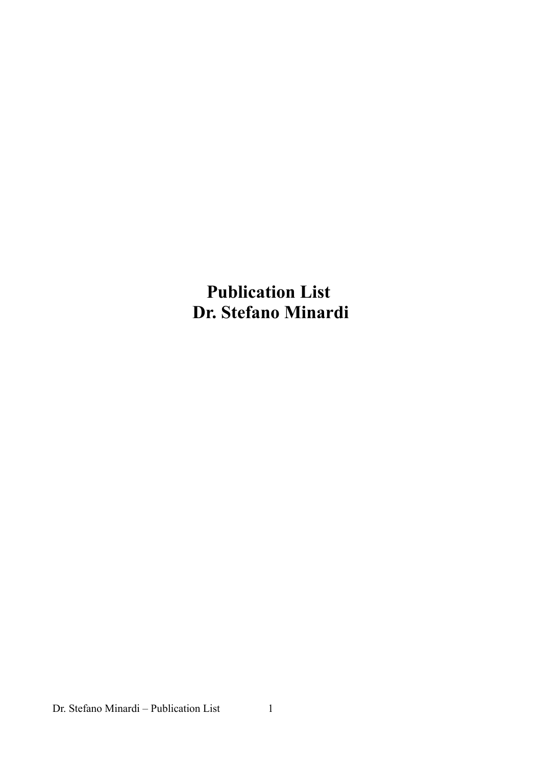# Publication List
# Dr. Stefano Minardi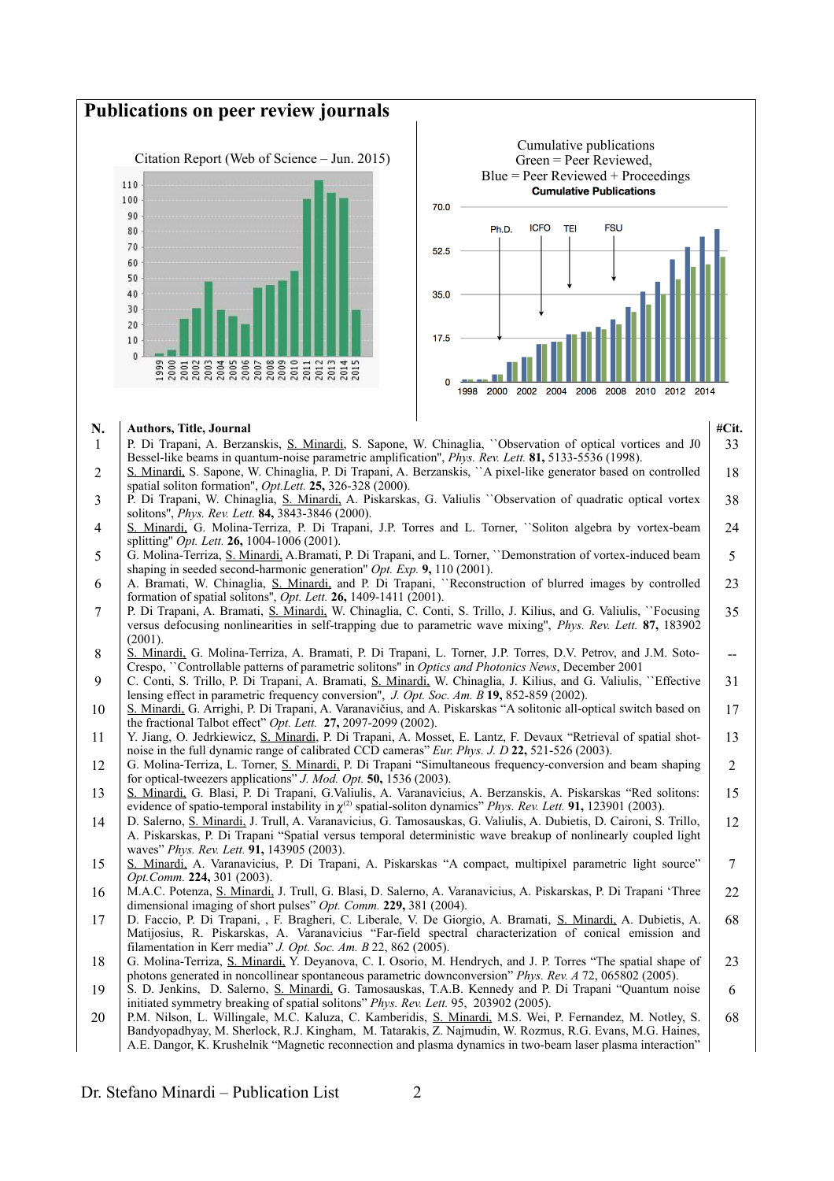# Publications on peer review journals

Citation Report (Web of Science – Jun. 2015)

Cumulative publications
Green = Peer Reviewed,
Blue = Peer Reviewed + Proceedings

| N. | Authors, Title, Journal | #Cit. |
|---|---|---|
| 1 | P. Di Trapani, A. Berzanskis, S. Minardi, S. Sapone, W. Chinaglia, ``Observation of optical vortices and J0 Bessel-like beams in quantum-noise parametric amplification'', *Phys. Rev. Lett.* **81,** 5133-5536 (1998). | 33 |
| 2 | S. Minardi, S. Sapone, W. Chinaglia, P. Di Trapani, A. Berzanskis, ``A pixel-like generator based on controlled spatial soliton formation'', *Opt.Lett.* **25,** 326-328 (2000). | 18 |
| 3 | P. Di Trapani, W. Chinaglia, S. Minardi, A. Piskarskas, G. Valiulis ``Observation of quadratic optical vortex solitons'', *Phys. Rev. Lett.* **84,** 3843-3846 (2000). | 38 |
| 4 | S. Minardi, G. Molina-Terriza, P. Di Trapani, J.P. Torres and L. Torner, ``Soliton algebra by vortex-beam splitting'' *Opt. Lett.* **26,** 1004-1006 (2001). | 24 |
| 5 | G. Molina-Terriza, S. Minardi, A.Bramati, P. Di Trapani, and L. Torner, ``Demonstration of vortex-induced beam shaping in seeded second-harmonic generation'' *Opt. Exp.* **9,** 110 (2001). | 5 |
| 6 | A. Bramati, W. Chinaglia, S. Minardi, and P. Di Trapani, ``Reconstruction of blurred images by controlled formation of spatial solitons'', *Opt. Lett.* **26,** 1409-1411 (2001). | 23 |
| 7 | P. Di Trapani, A. Bramati, S. Minardi, W. Chinaglia, C. Conti, S. Trillo, J. Kilius, and G. Valiulis, ``Focusing versus defocusing nonlinearities in self-trapping due to parametric wave mixing'', *Phys. Rev. Lett.* **87,** 183902 (2001). | 35 |
| 8 | S. Minardi, G. Molina-Terriza, A. Bramati, P. Di Trapani, L. Torner, J.P. Torres, D.V. Petrov, and J.M. Soto-Crespo, ``Controllable patterns of parametric solitons'' in *Optics and Photonics News*, December 2001 | -- |
| 9 | C. Conti, S. Trillo, P. Di Trapani, A. Bramati, S. Minardi, W. Chinaglia, J. Kilius, and G. Valiulis, ``Effective lensing effect in parametric frequency conversion'', *J. Opt. Soc. Am. B* **19,** 852-859 (2002). | 31 |
| 10 | S. Minardi, G. Arrighi, P. Di Trapani, A. Varanavičius, and A. Piskarskas "A solitonic all-optical switch based on the fractional Talbot effect" *Opt. Lett.* **27,** 2097-2099 (2002). | 17 |
| 11 | Y. Jiang, O. Jedrkiewicz, S. Minardi, P. Di Trapani, A. Mosset, E. Lantz, F. Devaux "Retrieval of spatial shot-noise in the full dynamic range of calibrated CCD cameras" *Eur. Phys. J. D* **22,** 521-526 (2003). | 13 |
| 12 | G. Molina-Terriza, L. Torner, S. Minardi, P. Di Trapani "Simultaneous frequency-conversion and beam shaping for optical-tweezers applications" *J. Mod. Opt.* **50,** 1536 (2003). | 2 |
| 13 | S. Minardi, G. Blasi, P. Di Trapani, G.Valiulis, A. Varanavicius, A. Berzanskis, A. Piskarskas "Red solitons: evidence of spatio-temporal instability in $\chi^{(2)}$ spatial-soliton dynamics" *Phys. Rev. Lett.* **91,** 123901 (2003). | 15 |
| 14 | D. Salerno, S. Minardi, J. Trull, A. Varanavicius, G. Tamosauskas, G. Valiulis, A. Dubietis, D. Caironi, S. Trillo, A. Piskarskas, P. Di Trapani "Spatial versus temporal deterministic wave breakup of nonlinearly coupled light waves" *Phys. Rev. Lett.* **91,** 143905 (2003). | 12 |
| 15 | S. Minardi, A. Varanavicius, P. Di Trapani, A. Piskarskas "A compact, multipixel parametric light source" *Opt.Comm.* **224,** 301 (2003). | 7 |
| 16 | M.A.C. Potenza, S. Minardi, J. Trull, G. Blasi, D. Salerno, A. Varanavicius, A. Piskarskas, P. Di Trapani 'Three dimensional imaging of short pulses" *Opt. Comm.* **229,** 381 (2004). | 22 |
| 17 | D. Faccio, P. Di Trapani, , F. Bragheri, C. Liberale, V. De Giorgio, A. Bramati, S. Minardi, A. Dubietis, A. Matijosius, R. Piskarskas, A. Varanavicius "Far-field spectral characterization of conical emission and filamentation in Kerr media" *J. Opt. Soc. Am. B* 22, 862 (2005). | 68 |
| 18 | G. Molina-Terriza, S. Minardi, Y. Deyanova, C. I. Osorio, M. Hendrych, and J. P. Torres "The spatial shape of photons generated in noncollinear spontaneous parametric downconversion" *Phys. Rev. A* 72, 065802 (2005). | 23 |
| 19 | S. D. Jenkins, D. Salerno, S. Minardi, G. Tamosauskas, T.A.B. Kennedy and P. Di Trapani "Quantum noise initiated symmetry breaking of spatial solitons" *Phys. Rev. Lett.* 95, 203902 (2005). | 6 |
| 20 | P.M. Nilson, L. Willingale, M.C. Kaluza, C. Kamberidis, S. Minardi, M.S. Wei, P. Fernandez, M. Notley, S. Bandyopadhyay, M. Sherlock, R.J. Kingham, M. Tatarakis, Z. Najmudin, W. Rozmus, R.G. Evans, M.G. Haines, A.E. Dangor, K. Krushelnik "Magnetic reconnection and plasma dynamics in two-beam laser plasma interaction" | 68 |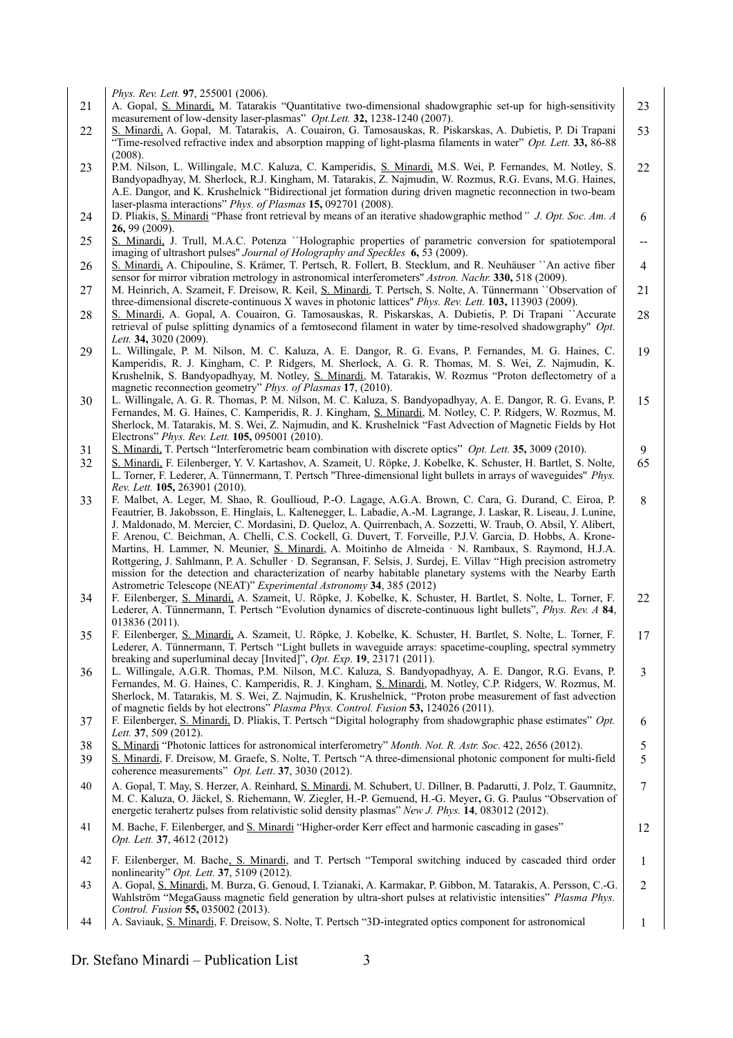| | | |
|---|---|---|
| | *Phys. Rev. Lett.* **97**, 255001 (2006). | |
| 21 | A. Gopal, S. Minardi, M. Tatarakis "Quantitative two-dimensional shadowgraphic set-up for high-sensitivity measurement of low-density laser-plasmas" *Opt.Lett.* **32,** 1238-1240 (2007). | 23 |
| 22 | S. Minardi, A. Gopal, M. Tatarakis, A. Couairon, G. Tamosauskas, R. Piskarskas, A. Dubietis, P. Di Trapani "Time-resolved refractive index and absorption mapping of light-plasma filaments in water" *Opt. Lett.* **33,** 86-88 (2008). | 53 |
| 23 | P.M. Nilson, L. Willingale, M.C. Kaluza, C. Kamperidis, S. Minardi, M.S. Wei, P. Fernandes, M. Notley, S. Bandyopadhyay, M. Sherlock, R.J. Kingham, M. Tatarakis, Z. Najmudin, W. Rozmus, R.G. Evans, M.G. Haines, A.E. Dangor, and K. Krushelnick "Bidirectional jet formation during driven magnetic reconnection in two-beam laser-plasma interactions" *Phys. of Plasmas* **15,** 092701 (2008). | 22 |
| 24 | D. Pliakis, S. Minardi "Phase front retrieval by means of an iterative shadowgraphic method" *J. Opt. Soc. Am. A* **26,** 99 (2009). | 6 |
| 25 | S. Minardi, J. Trull, M.A.C. Potenza ``Holographic properties of parametric conversion for spatiotemporal imaging of ultrashort pulses'' *Journal of Holography and Speckles* **6,** 53 (2009). | -- |
| 26 | S. Minardi, A. Chipouline, S. Krämer, T. Pertsch, R. Follert, B. Stecklum, and R. Neuhäuser ``An active fiber sensor for mirror vibration metrology in astronomical interferometers'' *Astron. Nachr.* **330,** 518 (2009). | 4 |
| 27 | M. Heinrich, A. Szameit, F. Dreisow, R. Keil, S. Minardi, T. Pertsch, S. Nolte, A. Tünnermann ``Observation of three-dimensional discrete-continuous X waves in photonic lattices'' *Phys. Rev. Lett.* **103,** 113903 (2009). | 21 |
| 28 | S. Minardi, A. Gopal, A. Couairon, G. Tamosauskas, R. Piskarskas, A. Dubietis, P. Di Trapani ``Accurate retrieval of pulse splitting dynamics of a femtosecond filament in water by time-resolved shadowgraphy'' *Opt. Lett.* **34,** 3020 (2009). | 28 |
| 29 | L. Willingale, P. M. Nilson, M. C. Kaluza, A. E. Dangor, R. G. Evans, P. Fernandes, M. G. Haines, C. Kamperidis, R. J. Kingham, C. P. Ridgers, M. Sherlock, A. G. R. Thomas, M. S. Wei, Z. Najmudin, K. Krushelnik, S. Bandyopadhyay, M. Notley, S. Minardi, M. Tatarakis, W. Rozmus "Proton deflectometry of a magnetic reconnection geometry" *Phys. of Plasmas* **17**, (2010). | 19 |
| 30 | L. Willingale, A. G. R. Thomas, P. M. Nilson, M. C. Kaluza, S. Bandyopadhyay, A. E. Dangor, R. G. Evans, P. Fernandes, M. G. Haines, C. Kamperidis, R. J. Kingham, S. Minardi, M. Notley, C. P. Ridgers, W. Rozmus, M. Sherlock, M. Tatarakis, M. S. Wei, Z. Najmudin, and K. Krushelnick "Fast Advection of Magnetic Fields by Hot Electrons" *Phys. Rev. Lett.* **105,** 095001 (2010). | 15 |
| 31 | S. Minardi, T. Pertsch "Interferometric beam combination with discrete optics" *Opt. Lett.* **35,** 3009 (2010). | 9 |
| 32 | S. Minardi, F. Eilenberger, Y. V. Kartashov, A. Szameit, U. Röpke, J. Kobelke, K. Schuster, H. Bartlet, S. Nolte, L. Torner, F. Lederer, A. Tünnermann, T. Pertsch "Three-dimensional light bullets in arrays of waveguides" *Phys. Rev. Lett.* **105,** 263901 (2010). | 65 |
| 33 | F. Malbet, A. Leger, M. Shao, R. Goullioud, P.-O. Lagage, A.G.A. Brown, C. Cara, G. Durand, C. Eiroa, P. Feautrier, B. Jakobsson, E. Hinglais, L. Kaltenegger, L. Labadie, A.-M. Lagrange, J. Laskar, R. Liseau, J. Lunine, J. Maldonado, M. Mercier, C. Mordasini, D. Queloz, A. Quirrenbach, A. Sozzetti, W. Traub, O. Absil, Y. Alibert, F. Arenou, C. Beichman, A. Chelli, C.S. Cockell, G. Duvert, T. Forveille, P.J.V. Garcia, D. Hobbs, A. Krone-Martins, H. Lammer, N. Meunier, S. Minardi, A. Moitinho de Almeida · N. Rambaux, S. Raymond, H.J.A. Rottgering, J. Sahlmann, P. A. Schuller · D. Segransan, F. Selsis, J. Surdej, E. Villav "High precision astrometry mission for the detection and characterization of nearby habitable planetary systems with the Nearby Earth Astrometric Telescope (NEAT)" *Experimental Astronomy* **34**, 385 (2012) | 8 |
| 34 | F. Eilenberger, S. Minardi, A. Szameit, U. Röpke, J. Kobelke, K. Schuster, H. Bartlet, S. Nolte, L. Torner, F. Lederer, A. Tünnermann, T. Pertsch "Evolution dynamics of discrete-continuous light bullets", *Phys. Rev. A* **84**, 013836 (2011). | 22 |
| 35 | F. Eilenberger, S. Minardi, A. Szameit, U. Röpke, J. Kobelke, K. Schuster, H. Bartlet, S. Nolte, L. Torner, F. Lederer, A. Tünnermann, T. Pertsch "Light bullets in waveguide arrays: spacetime-coupling, spectral symmetry breaking and superluminal decay [Invited]", *Opt. Exp*. **19**, 23171 (2011). | 17 |
| 36 | L. Willingale, A.G.R. Thomas, P.M. Nilson, M.C. Kaluza, S. Bandyopadhyay, A. E. Dangor, R.G. Evans, P. Fernandes, M. G. Haines, C. Kamperidis, R. J. Kingham, S. Minardi, M. Notley, C.P. Ridgers, W. Rozmus, M. Sherlock, M. Tatarakis, M. S. Wei, Z. Najmudin, K. Krushelnick, "Proton probe measurement of fast advection of magnetic fields by hot electrons" *Plasma Phys. Control. Fusion* **53,** 124026 (2011). | 3 |
| 37 | F. Eilenberger, S. Minardi, D. Pliakis, T. Pertsch "Digital holography from shadowgraphic phase estimates" *Opt. Lett.* **37**, 509 (2012). | 6 |
| 38 | S. Minardi "Photonic lattices for astronomical interferometry" *Month. Not. R. Astr. Soc.* 422, 2656 (2012). | 5 |
| 39 | S. Minardi, F. Dreisow, M. Graefe, S. Nolte, T. Pertsch "A three-dimensional photonic component for multi-field coherence measurements" *Opt. Lett*. **37**, 3030 (2012). | 5 |
| 40 | A. Gopal, T. May, S. Herzer, A. Reinhard, S. Minardi, M. Schubert, U. Dillner, B. Padarutti, J. Polz, T. Gaumnitz, M. C. Kaluza, O. Jäckel, S. Riehemann, W. Ziegler, H.-P. Gemuend, H.-G. Meyer, G. G. Paulus "Observation of energetic terahertz pulses from relativistic solid density plasmas" *New J. Phys.* **14**, 083012 (2012). | 7 |
| 41 | M. Bache, F. Eilenberger, and S. Minardi "Higher-order Kerr effect and harmonic cascading in gases" *Opt. Lett.* **37**, 4612 (2012) | 12 |
| 42 | F. Eilenberger, M. Bache, S. Minardi, and T. Pertsch "Temporal switching induced by cascaded third order nonlinearity" *Opt. Lett.* **37**, 5109 (2012). | 1 |
| 43 | A. Gopal, S. Minardi, M. Burza, G. Genoud, I. Tzianaki, A. Karmakar, P. Gibbon, M. Tatarakis, A. Persson, C.-G. Wahlström "MegaGauss magnetic field generation by ultra-short pulses at relativistic intensities" *Plasma Phys. Control. Fusion* **55,** 035002 (2013). | 2 |
| 44 | A. Saviauk, S. Minardi, F. Dreisow, S. Nolte, T. Pertsch "3D-integrated optics component for astronomical | 1 |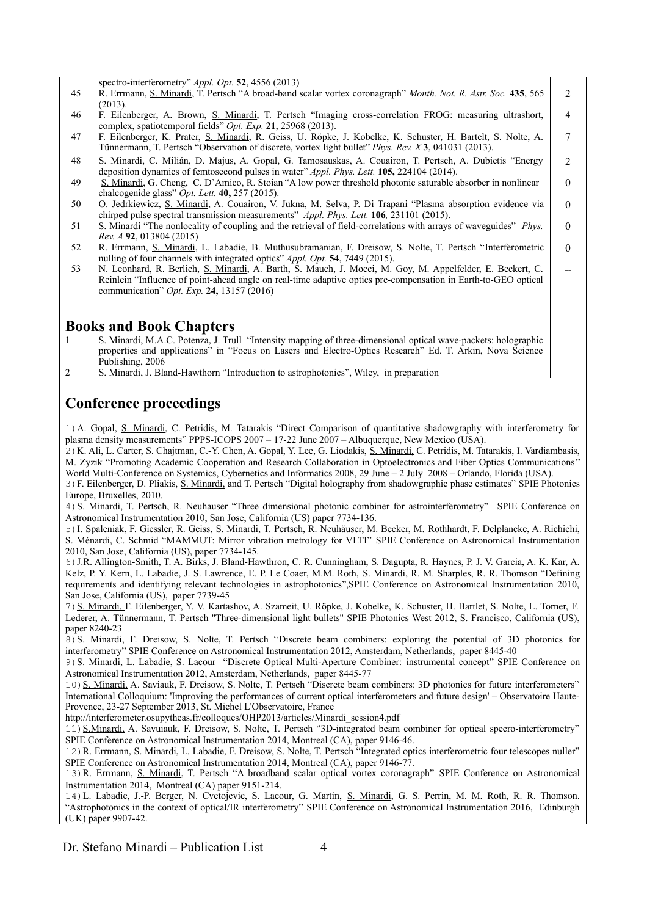| | | |
|---|---|---|
| | spectro-interferometry" *Appl. Opt.* **52**, 4556 (2013) | |
| 45 | R. Errmann, S. Minardi, T. Pertsch "A broad-band scalar vortex coronagraph" *Month. Not. R. Astr. Soc.* **435**, 565 (2013). | 2 |
| 46 | F. Eilenberger, A. Brown, S. Minardi, T. Pertsch "Imaging cross-correlation FROG: measuring ultrashort, complex, spatiotemporal fields" *Opt. Exp.* **21**, 25968 (2013). | 4 |
| 47 | F. Eilenberger, K. Prater, S. Minardi, R. Geiss, U. Röpke, J. Kobelke, K. Schuster, H. Bartelt, S. Nolte, A. Tünnermann, T. Pertsch "Observation of discrete, vortex light bullet" *Phys. Rev. X* **3**, 041031 (2013). | 7 |
| 48 | S. Minardi, C. Milián, D. Majus, A. Gopal, G. Tamosauskas, A. Couairon, T. Pertsch, A. Dubietis "Energy deposition dynamics of femtosecond pulses in water" *Appl. Phys. Lett.* **105,** 224104 (2014). | 2 |
| 49 | S. Minardi, G. Cheng, C. D'Amico, R. Stoian "A low power threshold photonic saturable absorber in nonlinear chalcogenide glass" *Opt. Lett.* **40,** 257 (2015). | 0 |
| 50 | O. Jedrkiewicz, S. Minardi, A. Couairon, V. Jukna, M. Selva, P. Di Trapani "Plasma absorption evidence via chirped pulse spectral transmission measurements" *Appl. Phys. Lett.* **106***,* 231101 (2015). | 0 |
| 51 | S. Minardi "The nonlocality of coupling and the retrieval of field-correlations with arrays of waveguides" *Phys. Rev. A* **92**, 013804 (2015) | 0 |
| 52 | R. Errmann, S. Minardi, L. Labadie, B. Muthusubramanian, F. Dreisow, S. Nolte, T. Pertsch "Interferometric nulling of four channels with integrated optics" *Appl. Opt.* **54**, 7449 (2015). | 0 |
| 53 | N. Leonhard, R. Berlich, S. Minardi, A. Barth, S. Mauch, J. Mocci, M. Goy, M. Appelfelder, E. Beckert, C. Reinlein "Influence of point-ahead angle on real-time adaptive optics pre-compensation in Earth-to-GEO optical communication" *Opt. Exp.* **24,** 13157 (2016) | -- |

## Books and Book Chapters

| | |
|---|---|
| 1 | S. Minardi, M.A.C. Potenza, J. Trull "Intensity mapping of three-dimensional optical wave-packets: holographic properties and applications" in "Focus on Lasers and Electro-Optics Research" Ed. T. Arkin, Nova Science Publishing, 2006 |
| 2 | S. Minardi, J. Bland-Hawthorn "Introduction to astrophotonics", Wiley, in preparation |

## Conference proceedings

1) A. Gopal, S. Minardi, C. Petridis, M. Tatarakis "Direct Comparison of quantitative shadowgraphy with interferometry for plasma density measurements" PPPS-ICOPS 2007 – 17-22 June 2007 – Albuquerque, New Mexico (USA).

2) K. Ali, L. Carter, S. Chajtman, C.-Y. Chen, A. Gopal, Y. Lee, G. Liodakis, S. Minardi, C. Petridis, M. Tatarakis, I. Vardiambasis, M. Zyzik "Promoting Academic Cooperation and Research Collaboration in Optoelectronics and Fiber Optics Communications" World Multi-Conference on Systemics, Cybernetics and Informatics 2008, 29 June – 2 July 2008 – Orlando, Florida (USA).

3) F. Eilenberger, D. Pliakis, S. Minardi, and T. Pertsch "Digital holography from shadowgraphic phase estimates" SPIE Photonics Europe, Bruxelles, 2010.

4) S. Minardi, T. Pertsch, R. Neuhauser "Three dimensional photonic combiner for astrointerferometry" SPIE Conference on Astronomical Instrumentation 2010, San Jose, California (US) paper 7734-136.

5) I. Spaleniak, F. Giessler, R. Geiss, S. Minardi, T. Pertsch, R. Neuhäuser, M. Becker, M. Rothhardt, F. Delplancke, A. Richichi, S. Ménardi, C. Schmid "MAMMUT: Mirror vibration metrology for VLTI" SPIE Conference on Astronomical Instrumentation 2010, San Jose, California (US), paper 7734-145.

6) J.R. Allington-Smith, T. A. Birks, J. Bland-Hawthron, C. R. Cunningham, S. Dagupta, R. Haynes, P. J. V. Garcia, A. K. Kar, A. Kelz, P. Y. Kern, L. Labadie, J. S. Lawrence, E. P. Le Coaer, M.M. Roth, S. Minardi, R. M. Sharples, R. R. Thomson "Defining requirements and identifying relevant technologies in astrophotonics",SPIE Conference on Astronomical Instrumentation 2010, San Jose, California (US), paper 7739-45

7) S. Minardi, F. Eilenberger, Y. V. Kartashov, A. Szameit, U. Röpke, J. Kobelke, K. Schuster, H. Bartlet, S. Nolte, L. Torner, F. Lederer, A. Tünnermann, T. Pertsch "Three-dimensional light bullets" SPIE Photonics West 2012, S. Francisco, California (US), paper 8240-23

8) S. Minardi, F. Dreisow, S. Nolte, T. Pertsch "Discrete beam combiners: exploring the potential of 3D photonics for interferometry" SPIE Conference on Astronomical Instrumentation 2012, Amsterdam, Netherlands, paper 8445-40

9) S. Minardi, L. Labadie, S. Lacour "Discrete Optical Multi-Aperture Combiner: instrumental concept" SPIE Conference on Astronomical Instrumentation 2012, Amsterdam, Netherlands, paper 8445-77

10) S. Minardi, A. Saviauk, F. Dreisow, S. Nolte, T. Pertsch "Discrete beam combiners: 3D photonics for future interferometers" International Colloquium: 'Improving the performances of current optical interferometers and future design' – Observatoire Haute-Provence, 23-27 September 2013, St. Michel L'Observatoire, France http://interferometer.osupytheas.fr/colloques/OHP2013/articles/Minardi_session4.pdf

11) S.Minardi, A. Savuiauk, F. Dreisow, S. Nolte, T. Pertsch "3D-integrated beam combiner for optical specro-interferometry" SPIE Conference on Astronomical Instrumentation 2014, Montreal (CA), paper 9146-46.

12) R. Errmann, S. Minardi, L. Labadie, F. Dreisow, S. Nolte, T. Pertsch "Integrated optics interferometric four telescopes nuller" SPIE Conference on Astronomical Instrumentation 2014, Montreal (CA), paper 9146-77.

13) R. Errmann, S. Minardi, T. Pertsch "A broadband scalar optical vortex coronagraph" SPIE Conference on Astronomical Instrumentation 2014, Montreal (CA) paper 9151-214.

14) L. Labadie, J.-P. Berger, N. Cvetojevic, S. Lacour, G. Martin, S. Minardi, G. S. Perrin, M. M. Roth, R. R. Thomson. "Astrophotonics in the context of optical/IR interferometry" SPIE Conference on Astronomical Instrumentation 2016, Edinburgh (UK) paper 9907-42.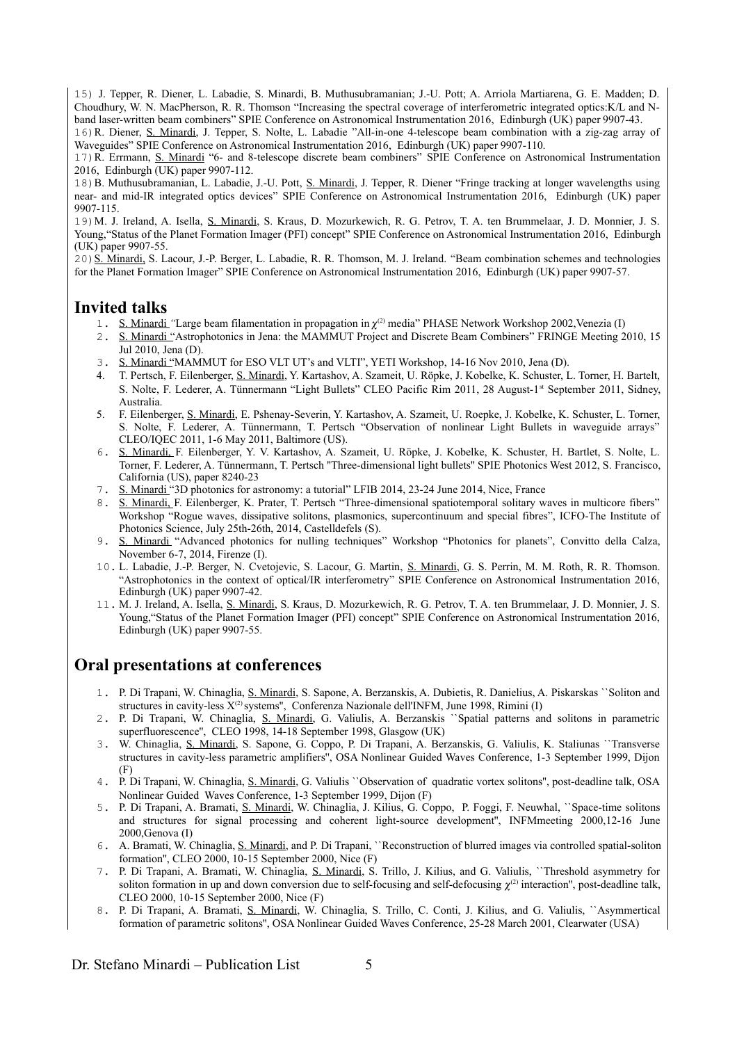15) J. Tepper, R. Diener, L. Labadie, S. Minardi, B. Muthusubramanian; J.-U. Pott; A. Arriola Martiarena, G. E. Madden; D. Choudhury, W. N. MacPherson, R. R. Thomson "Increasing the spectral coverage of interferometric integrated optics:K/L and N-band laser-written beam combiners" SPIE Conference on Astronomical Instrumentation 2016, Edinburgh (UK) paper 9907-43.

16) R. Diener, S. Minardi, J. Tepper, S. Nolte, L. Labadie "All-in-one 4-telescope beam combination with a zig-zag array of Waveguides" SPIE Conference on Astronomical Instrumentation 2016, Edinburgh (UK) paper 9907-110.

17) R. Errmann, S. Minardi "6- and 8-telescope discrete beam combiners" SPIE Conference on Astronomical Instrumentation 2016, Edinburgh (UK) paper 9907-112.

18) B. Muthusubramanian, L. Labadie, J.-U. Pott, S. Minardi, J. Tepper, R. Diener "Fringe tracking at longer wavelengths using near- and mid-IR integrated optics devices" SPIE Conference on Astronomical Instrumentation 2016, Edinburgh (UK) paper 9907-115.

19) M. J. Ireland, A. Isella, S. Minardi, S. Kraus, D. Mozurkewich, R. G. Petrov, T. A. ten Brummelaar, J. D. Monnier, J. S. Young,"Status of the Planet Formation Imager (PFI) concept" SPIE Conference on Astronomical Instrumentation 2016, Edinburgh (UK) paper 9907-55.

20) S. Minardi, S. Lacour, J.-P. Berger, L. Labadie, R. R. Thomson, M. J. Ireland. "Beam combination schemes and technologies for the Planet Formation Imager" SPIE Conference on Astronomical Instrumentation 2016, Edinburgh (UK) paper 9907-57.

## Invited talks

1. S. Minardi "Large beam filamentation in propagation in $\chi^{(2)}$ media" PHASE Network Workshop 2002,Venezia (I)
2. S. Minardi "Astrophotonics in Jena: the MAMMUT Project and Discrete Beam Combiners" FRINGE Meeting 2010, 15 Jul 2010, Jena (D).
3. S. Minardi "MAMMUT for ESO VLT UT's and VLTI", YETI Workshop, 14-16 Nov 2010, Jena (D).
4. T. Pertsch, F. Eilenberger, S. Minardi, Y. Kartashov, A. Szameit, U. Röpke, J. Kobelke, K. Schuster, L. Torner, H. Bartelt, S. Nolte, F. Lederer, A. Tünnermann "Light Bullets" CLEO Pacific Rim 2011, 28 August-1st September 2011, Sidney, Australia.
5. F. Eilenberger, S. Minardi, E. Pshenay-Severin, Y. Kartashov, A. Szameit, U. Roepke, J. Kobelke, K. Schuster, L. Torner, S. Nolte, F. Lederer, A. Tünnermann, T. Pertsch "Observation of nonlinear Light Bullets in waveguide arrays" CLEO/IQEC 2011, 1-6 May 2011, Baltimore (US).
6. S. Minardi, F. Eilenberger, Y. V. Kartashov, A. Szameit, U. Röpke, J. Kobelke, K. Schuster, H. Bartlet, S. Nolte, L. Torner, F. Lederer, A. Tünnermann, T. Pertsch "Three-dimensional light bullets" SPIE Photonics West 2012, S. Francisco, California (US), paper 8240-23
7. S. Minardi "3D photonics for astronomy: a tutorial" LFIB 2014, 23-24 June 2014, Nice, France
8. S. Minardi, F. Eilenberger, K. Prater, T. Pertsch "Three-dimensional spatiotemporal solitary waves in multicore fibers" Workshop "Rogue waves, dissipative solitons, plasmonics, supercontinuum and special fibres", ICFO-The Institute of Photonics Science, July 25th-26th, 2014, Castelldefels (S).
9. S. Minardi "Advanced photonics for nulling techniques" Workshop "Photonics for planets", Convitto della Calza, November 6-7, 2014, Firenze (I).
10. L. Labadie, J.-P. Berger, N. Cvetojevic, S. Lacour, G. Martin, S. Minardi, G. S. Perrin, M. M. Roth, R. R. Thomson. "Astrophotonics in the context of optical/IR interferometry" SPIE Conference on Astronomical Instrumentation 2016, Edinburgh (UK) paper 9907-42.
11. M. J. Ireland, A. Isella, S. Minardi, S. Kraus, D. Mozurkewich, R. G. Petrov, T. A. ten Brummelaar, J. D. Monnier, J. S. Young,"Status of the Planet Formation Imager (PFI) concept" SPIE Conference on Astronomical Instrumentation 2016, Edinburgh (UK) paper 9907-55.

## Oral presentations at conferences

1. P. Di Trapani, W. Chinaglia, S. Minardi, S. Sapone, A. Berzanskis, A. Dubietis, R. Danielius, A. Piskarskas ``Soliton and structures in cavity-less $X^{(2)}$ systems'', Conferenza Nazionale dell'INFM, June 1998, Rimini (I)
2. P. Di Trapani, W. Chinaglia, S. Minardi, G. Valiulis, A. Berzanskis ``Spatial patterns and solitons in parametric superfluorescence'', CLEO 1998, 14-18 September 1998, Glasgow (UK)
3. W. Chinaglia, S. Minardi, S. Sapone, G. Coppo, P. Di Trapani, A. Berzanskis, G. Valiulis, K. Staliunas ``Transverse structures in cavity-less parametric amplifiers'', OSA Nonlinear Guided Waves Conference, 1-3 September 1999, Dijon (F)
4. P. Di Trapani, W. Chinaglia, S. Minardi, G. Valiulis ``Observation of quadratic vortex solitons'', post-deadline talk, OSA Nonlinear Guided Waves Conference, 1-3 September 1999, Dijon (F)
5. P. Di Trapani, A. Bramati, S. Minardi, W. Chinaglia, J. Kilius, G. Coppo, P. Foggi, F. Neuwhal, ``Space-time solitons and structures for signal processing and coherent light-source development'', INFMmeeting 2000,12-16 June 2000,Genova (I)
6. A. Bramati, W. Chinaglia, S. Minardi, and P. Di Trapani, ``Reconstruction of blurred images via controlled spatial-soliton formation'', CLEO 2000, 10-15 September 2000, Nice (F)
7. P. Di Trapani, A. Bramati, W. Chinaglia, S. Minardi, S. Trillo, J. Kilius, and G. Valiulis, ``Threshold asymmetry for soliton formation in up and down conversion due to self-focusing and self-defocusing $\chi^{(2)}$ interaction'', post-deadline talk, CLEO 2000, 10-15 September 2000, Nice (F)
8. P. Di Trapani, A. Bramati, S. Minardi, W. Chinaglia, S. Trillo, C. Conti, J. Kilius, and G. Valiulis, ``Asymmertical formation of parametric solitons'', OSA Nonlinear Guided Waves Conference, 25-28 March 2001, Clearwater (USA)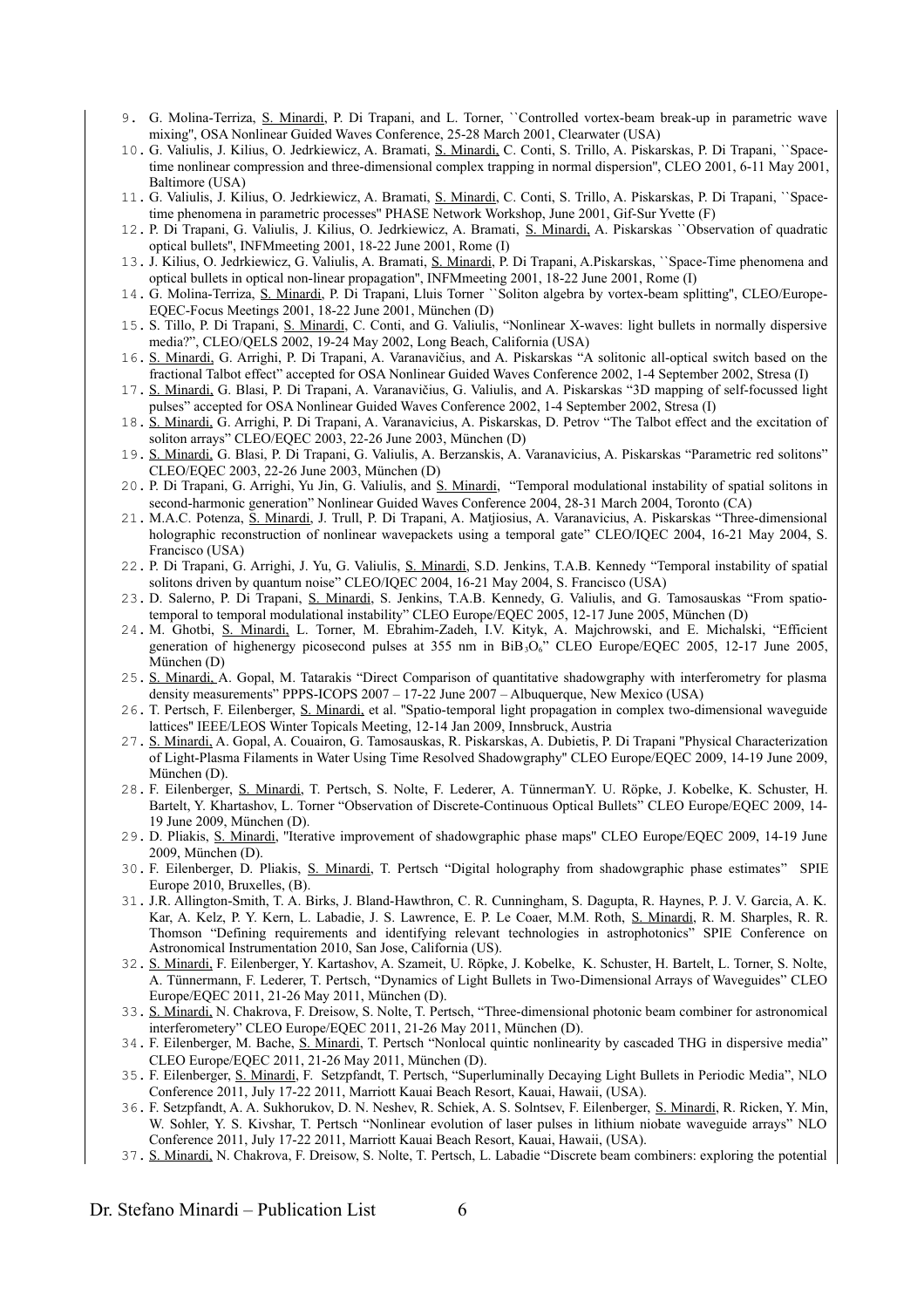9. G. Molina-Terriza, S. Minardi, P. Di Trapani, and L. Torner, ``Controlled vortex-beam break-up in parametric wave mixing'', OSA Nonlinear Guided Waves Conference, 25-28 March 2001, Clearwater (USA)
10. G. Valiulis, J. Kilius, O. Jedrkiewicz, A. Bramati, S. Minardi, C. Conti, S. Trillo, A. Piskarskas, P. Di Trapani, ``Space-time nonlinear compression and three-dimensional complex trapping in normal dispersion'', CLEO 2001, 6-11 May 2001, Baltimore (USA)
11. G. Valiulis, J. Kilius, O. Jedrkiewicz, A. Bramati, S. Minardi, C. Conti, S. Trillo, A. Piskarskas, P. Di Trapani, ``Space-time phenomena in parametric processes'' PHASE Network Workshop, June 2001, Gif-Sur Yvette (F)
12. P. Di Trapani, G. Valiulis, J. Kilius, O. Jedrkiewicz, A. Bramati, S. Minardi, A. Piskarskas ``Observation of quadratic optical bullets'', INFMmeeting 2001, 18-22 June 2001, Rome (I)
13. J. Kilius, O. Jedrkiewicz, G. Valiulis, A. Bramati, S. Minardi, P. Di Trapani, A.Piskarskas, ``Space-Time phenomena and optical bullets in optical non-linear propagation'', INFMmeeting 2001, 18-22 June 2001, Rome (I)
14. G. Molina-Terriza, S. Minardi, P. Di Trapani, Lluis Torner ``Soliton algebra by vortex-beam splitting'', CLEO/Europe-EQEC-Focus Meetings 2001, 18-22 June 2001, München (D)
15. S. Tillo, P. Di Trapani, S. Minardi, C. Conti, and G. Valiulis, "Nonlinear X-waves: light bullets in normally dispersive media?", CLEO/QELS 2002, 19-24 May 2002, Long Beach, California (USA)
16. S. Minardi, G. Arrighi, P. Di Trapani, A. Varanavičius, and A. Piskarskas "A solitonic all-optical switch based on the fractional Talbot effect" accepted for OSA Nonlinear Guided Waves Conference 2002, 1-4 September 2002, Stresa (I)
17. S. Minardi, G. Blasi, P. Di Trapani, A. Varanavičius, G. Valiulis, and A. Piskarskas "3D mapping of self-focussed light pulses" accepted for OSA Nonlinear Guided Waves Conference 2002, 1-4 September 2002, Stresa (I)
18. S. Minardi, G. Arrighi, P. Di Trapani, A. Varanavicius, A. Piskarskas, D. Petrov "The Talbot effect and the excitation of soliton arrays" CLEO/EQEC 2003, 22-26 June 2003, München (D)
19. S. Minardi, G. Blasi, P. Di Trapani, G. Valiulis, A. Berzanskis, A. Varanavicius, A. Piskarskas "Parametric red solitons" CLEO/EQEC 2003, 22-26 June 2003, München (D)
20. P. Di Trapani, G. Arrighi, Yu Jin, G. Valiulis, and S. Minardi, "Temporal modulational instability of spatial solitons in second-harmonic generation" Nonlinear Guided Waves Conference 2004, 28-31 March 2004, Toronto (CA)
21. M.A.C. Potenza, S. Minardi, J. Trull, P. Di Trapani, A. Matjiosius, A. Varanavicius, A. Piskarskas "Three-dimensional holographic reconstruction of nonlinear wavepackets using a temporal gate" CLEO/IQEC 2004, 16-21 May 2004, S. Francisco (USA)
22. P. Di Trapani, G. Arrighi, J. Yu, G. Valiulis, S. Minardi, S.D. Jenkins, T.A.B. Kennedy "Temporal instability of spatial solitons driven by quantum noise" CLEO/IQEC 2004, 16-21 May 2004, S. Francisco (USA)
23. D. Salerno, P. Di Trapani, S. Minardi, S. Jenkins, T.A.B. Kennedy, G. Valiulis, and G. Tamosauskas "From spatio-temporal to temporal modulational instability" CLEO Europe/EQEC 2005, 12-17 June 2005, München (D)
24. M. Ghotbi, S. Minardi, L. Torner, M. Ebrahim-Zadeh, I.V. Kityk, A. Majchrowski, and E. Michalski, "Efficient generation of highenergy picosecond pulses at 355 nm in $BiB_3O_6$" CLEO Europe/EQEC 2005, 12-17 June 2005, München (D)
25. S. Minardi, A. Gopal, M. Tatarakis "Direct Comparison of quantitative shadowgraphy with interferometry for plasma density measurements" PPPS-ICOPS 2007 – 17-22 June 2007 – Albuquerque, New Mexico (USA)
26. T. Pertsch, F. Eilenberger, S. Minardi, et al. "Spatio-temporal light propagation in complex two-dimensional waveguide lattices" IEEE/LEOS Winter Topicals Meeting, 12-14 Jan 2009, Innsbruck, Austria
27. S. Minardi, A. Gopal, A. Couairon, G. Tamosauskas, R. Piskarskas, A. Dubietis, P. Di Trapani "Physical Characterization of Light-Plasma Filaments in Water Using Time Resolved Shadowgraphy" CLEO Europe/EQEC 2009, 14-19 June 2009, München (D).
28. F. Eilenberger, S. Minardi, T. Pertsch, S. Nolte, F. Lederer, A. TünnermanY. U. Röpke, J. Kobelke, K. Schuster, H. Bartelt, Y. Khartashov, L. Torner "Observation of Discrete-Continuous Optical Bullets" CLEO Europe/EQEC 2009, 14-19 June 2009, München (D).
29. D. Pliakis, S. Minardi, "Iterative improvement of shadowgraphic phase maps" CLEO Europe/EQEC 2009, 14-19 June 2009, München (D).
30. F. Eilenberger, D. Pliakis, S. Minardi, T. Pertsch "Digital holography from shadowgraphic phase estimates" SPIE Europe 2010, Bruxelles, (B).
31. J.R. Allington-Smith, T. A. Birks, J. Bland-Hawthron, C. R. Cunningham, S. Dagupta, R. Haynes, P. J. V. Garcia, A. K. Kar, A. Kelz, P. Y. Kern, L. Labadie, J. S. Lawrence, E. P. Le Coaer, M.M. Roth, S. Minardi, R. M. Sharples, R. R. Thomson "Defining requirements and identifying relevant technologies in astrophotonics" SPIE Conference on Astronomical Instrumentation 2010, San Jose, California (US).
32. S. Minardi, F. Eilenberger, Y. Kartashov, A. Szameit, U. Röpke, J. Kobelke, K. Schuster, H. Bartelt, L. Torner, S. Nolte, A. Tünnermann, F. Lederer, T. Pertsch, "Dynamics of Light Bullets in Two-Dimensional Arrays of Waveguides" CLEO Europe/EQEC 2011, 21-26 May 2011, München (D).
33. S. Minardi, N. Chakrova, F. Dreisow, S. Nolte, T. Pertsch, "Three-dimensional photonic beam combiner for astronomical interferometry" CLEO Europe/EQEC 2011, 21-26 May 2011, München (D).
34. F. Eilenberger, M. Bache, S. Minardi, T. Pertsch "Nonlocal quintic nonlinearity by cascaded THG in dispersive media" CLEO Europe/EQEC 2011, 21-26 May 2011, München (D).
35. F. Eilenberger, S. Minardi, F. Setzpfandt, T. Pertsch, "Superluminally Decaying Light Bullets in Periodic Media", NLO Conference 2011, July 17-22 2011, Marriott Kauai Beach Resort, Kauai, Hawaii, (USA).
36. F. Setzpfandt, A. A. Sukhorukov, D. N. Neshev, R. Schiek, A. S. Solntsev, F. Eilenberger, S. Minardi, R. Ricken, Y. Min, W. Sohler, Y. S. Kivshar, T. Pertsch "Nonlinear evolution of laser pulses in lithium niobate waveguide arrays" NLO Conference 2011, July 17-22 2011, Marriott Kauai Beach Resort, Kauai, Hawaii, (USA).
37. S. Minardi, N. Chakrova, F. Dreisow, S. Nolte, T. Pertsch, L. Labadie "Discrete beam combiners: exploring the potential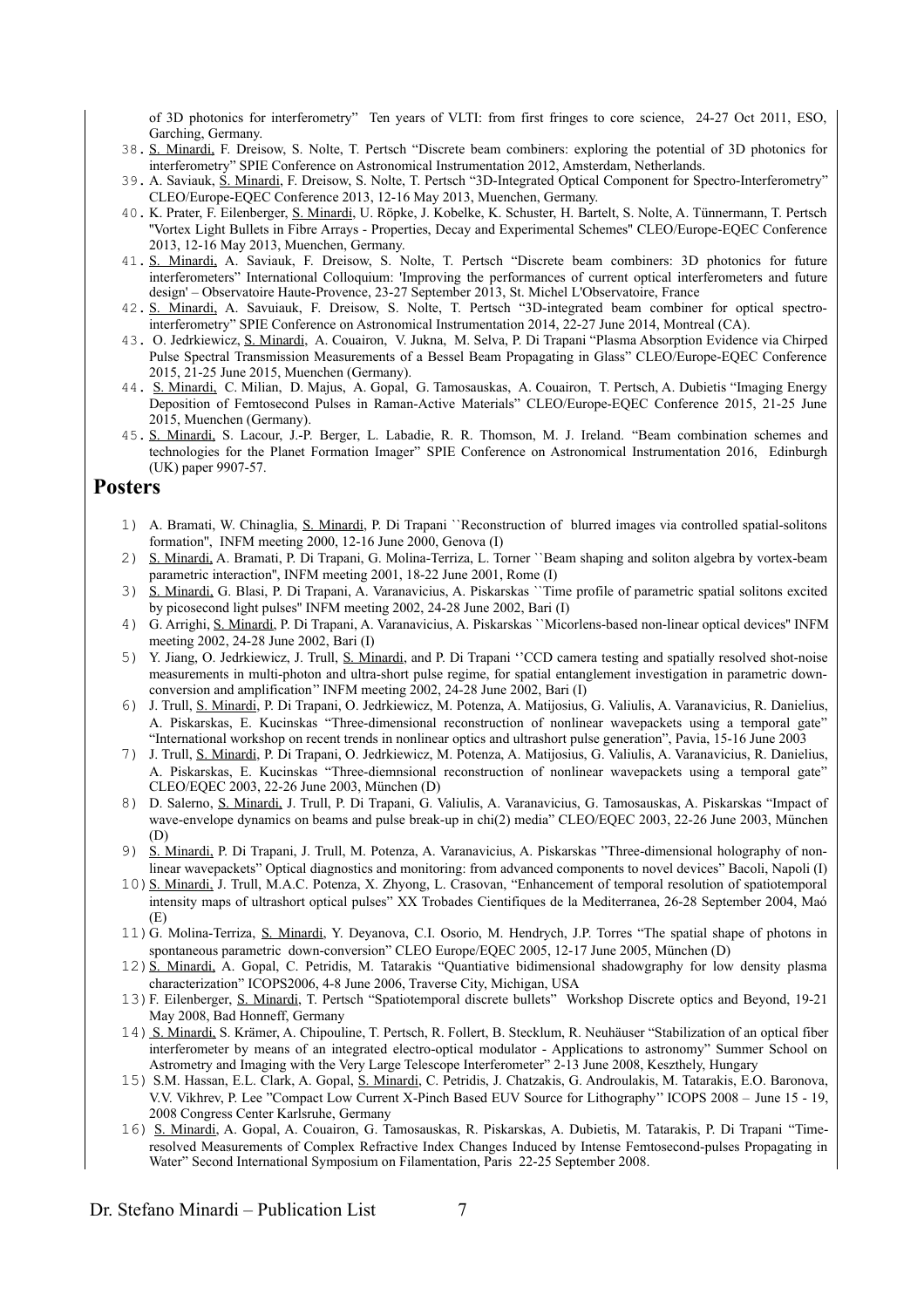of 3D photonics for interferometry" Ten years of VLTI: from first fringes to core science, 24-27 Oct 2011, ESO, Garching, Germany.

38. S. Minardi, F. Dreisow, S. Nolte, T. Pertsch "Discrete beam combiners: exploring the potential of 3D photonics for interferometry" SPIE Conference on Astronomical Instrumentation 2012, Amsterdam, Netherlands.
39. A. Saviauk, S. Minardi, F. Dreisow, S. Nolte, T. Pertsch "3D-Integrated Optical Component for Spectro-Interferometry" CLEO/Europe-EQEC Conference 2013, 12-16 May 2013, Muenchen, Germany.
40. K. Prater, F. Eilenberger, S. Minardi, U. Röpke, J. Kobelke, K. Schuster, H. Bartelt, S. Nolte, A. Tünnermann, T. Pertsch "Vortex Light Bullets in Fibre Arrays - Properties, Decay and Experimental Schemes" CLEO/Europe-EQEC Conference 2013, 12-16 May 2013, Muenchen, Germany.
41. S. Minardi, A. Saviauk, F. Dreisow, S. Nolte, T. Pertsch "Discrete beam combiners: 3D photonics for future interferometers" International Colloquium: 'Improving the performances of current optical interferometers and future design' – Observatoire Haute-Provence, 23-27 September 2013, St. Michel L'Observatoire, France
42. S. Minardi, A. Savuiauk, F. Dreisow, S. Nolte, T. Pertsch "3D-integrated beam combiner for optical spectro-interferometry" SPIE Conference on Astronomical Instrumentation 2014, 22-27 June 2014, Montreal (CA).
43. O. Jedrkiewicz, S. Minardi, A. Couairon, V. Jukna, M. Selva, P. Di Trapani "Plasma Absorption Evidence via Chirped Pulse Spectral Transmission Measurements of a Bessel Beam Propagating in Glass" CLEO/Europe-EQEC Conference 2015, 21-25 June 2015, Muenchen (Germany).
44. S. Minardi, C. Milian, D. Majus, A. Gopal, G. Tamosauskas, A. Couairon, T. Pertsch, A. Dubietis "Imaging Energy Deposition of Femtosecond Pulses in Raman-Active Materials" CLEO/Europe-EQEC Conference 2015, 21-25 June 2015, Muenchen (Germany).
45. S. Minardi, S. Lacour, J.-P. Berger, L. Labadie, R. R. Thomson, M. J. Ireland. "Beam combination schemes and technologies for the Planet Formation Imager" SPIE Conference on Astronomical Instrumentation 2016, Edinburgh (UK) paper 9907-57.

## Posters

1) A. Bramati, W. Chinaglia, S. Minardi, P. Di Trapani ``Reconstruction of blurred images via controlled spatial-solitons formation'', INFM meeting 2000, 12-16 June 2000, Genova (I)
2) S. Minardi, A. Bramati, P. Di Trapani, G. Molina-Terriza, L. Torner ``Beam shaping and soliton algebra by vortex-beam parametric interaction'', INFM meeting 2001, 18-22 June 2001, Rome (I)
3) S. Minardi, G. Blasi, P. Di Trapani, A. Varanavicius, A. Piskarskas ``Time profile of parametric spatial solitons excited by picosecond light pulses'' INFM meeting 2002, 24-28 June 2002, Bari (I)
4) G. Arrighi, S. Minardi, P. Di Trapani, A. Varanavicius, A. Piskarskas ``Micorlens-based non-linear optical devices'' INFM meeting 2002, 24-28 June 2002, Bari (I)
5) Y. Jiang, O. Jedrkiewicz, J. Trull, S. Minardi, and P. Di Trapani ''CCD camera testing and spatially resolved shot-noise measurements in multi-photon and ultra-short pulse regime, for spatial entanglement investigation in parametric down-conversion and amplification'' INFM meeting 2002, 24-28 June 2002, Bari (I)
6) J. Trull, S. Minardi, P. Di Trapani, O. Jedrkiewicz, M. Potenza, A. Matijosius, G. Valiulis, A. Varanavicius, R. Danielius, A. Piskarskas, E. Kucinskas "Three-dimensional reconstruction of nonlinear wavepackets using a temporal gate" "International workshop on recent trends in nonlinear optics and ultrashort pulse generation", Pavia, 15-16 June 2003
7) J. Trull, S. Minardi, P. Di Trapani, O. Jedrkiewicz, M. Potenza, A. Matijosius, G. Valiulis, A. Varanavicius, R. Danielius, A. Piskarskas, E. Kucinskas "Three-diemnsional reconstruction of nonlinear wavepackets using a temporal gate" CLEO/EQEC 2003, 22-26 June 2003, München (D)
8) D. Salerno, S. Minardi, J. Trull, P. Di Trapani, G. Valiulis, A. Varanavicius, G. Tamosauskas, A. Piskarskas "Impact of wave-envelope dynamics on beams and pulse break-up in chi(2) media" CLEO/EQEC 2003, 22-26 June 2003, München (D)
9) S. Minardi, P. Di Trapani, J. Trull, M. Potenza, A. Varanavicius, A. Piskarskas "Three-dimensional holography of non-linear wavepackets" Optical diagnostics and monitoring: from advanced components to novel devices" Bacoli, Napoli (I)
10) S. Minardi, J. Trull, M.A.C. Potenza, X. Zhyong, L. Crasovan, "Enhancement of temporal resolution of spatiotemporal intensity maps of ultrashort optical pulses" XX Trobades Cientifiques de la Mediterranea, 26-28 September 2004, Maó (E)
11) G. Molina-Terriza, S. Minardi, Y. Deyanova, C.I. Osorio, M. Hendrych, J.P. Torres "The spatial shape of photons in spontaneous parametric down-conversion" CLEO Europe/EQEC 2005, 12-17 June 2005, München (D)
12) S. Minardi, A. Gopal, C. Petridis, M. Tatarakis "Quantiative bidimensional shadowgraphy for low density plasma characterization" ICOPS2006, 4-8 June 2006, Traverse City, Michigan, USA
13) F. Eilenberger, S. Minardi, T. Pertsch "Spatiotemporal discrete bullets" Workshop Discrete optics and Beyond, 19-21 May 2008, Bad Honneff, Germany
14) S. Minardi, S. Krämer, A. Chipouline, T. Pertsch, R. Follert, B. Stecklum, R. Neuhäuser "Stabilization of an optical fiber interferometer by means of an integrated electro-optical modulator - Applications to astronomy" Summer School on Astrometry and Imaging with the Very Large Telescope Interferometer" 2-13 June 2008, Keszthely, Hungary
15) S.M. Hassan, E.L. Clark, A. Gopal, S. Minardi, C. Petridis, J. Chatzakis, G. Androulakis, M. Tatarakis, E.O. Baronova, V.V. Vikhrev, P. Lee "Compact Low Current X-Pinch Based EUV Source for Lithography'' ICOPS 2008 – June 15 - 19, 2008 Congress Center Karlsruhe, Germany
16) S. Minardi, A. Gopal, A. Couairon, G. Tamosauskas, R. Piskarskas, A. Dubietis, M. Tatarakis, P. Di Trapani "Time-resolved Measurements of Complex Refractive Index Changes Induced by Intense Femtosecond-pulses Propagating in Water" Second International Symposium on Filamentation, Paris 22-25 September 2008.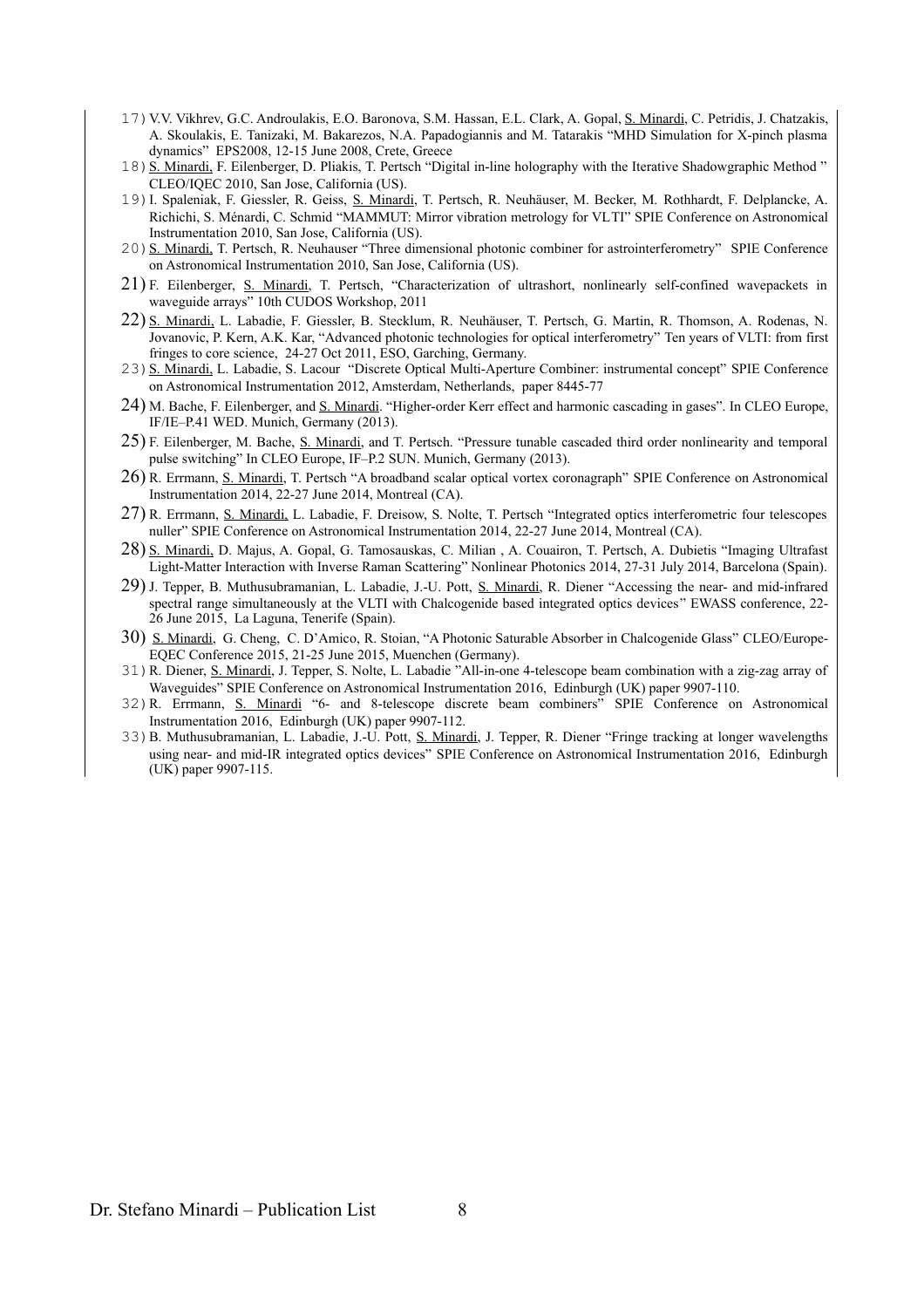17) V.V. Vikhrev, G.C. Androulakis, E.O. Baronova, S.M. Hassan, E.L. Clark, A. Gopal, S. Minardi, C. Petridis, J. Chatzakis, A. Skoulakis, E. Tanizaki, M. Bakarezos, N.A. Papadogiannis and M. Tatarakis "MHD Simulation for X-pinch plasma dynamics" EPS2008, 12-15 June 2008, Crete, Greece

18) S. Minardi, F. Eilenberger, D. Pliakis, T. Pertsch "Digital in-line holography with the Iterative Shadowgraphic Method " CLEO/IQEC 2010, San Jose, California (US).

19) I. Spaleniak, F. Giessler, R. Geiss, S. Minardi, T. Pertsch, R. Neuhäuser, M. Becker, M. Rothhardt, F. Delplancke, A. Richichi, S. Ménardi, C. Schmid "MAMMUT: Mirror vibration metrology for VLTI" SPIE Conference on Astronomical Instrumentation 2010, San Jose, California (US).

20) S. Minardi, T. Pertsch, R. Neuhauser "Three dimensional photonic combiner for astrointerferometry" SPIE Conference on Astronomical Instrumentation 2010, San Jose, California (US).

21) F. Eilenberger, S. Minardi, T. Pertsch, "Characterization of ultrashort, nonlinearly self-confined wavepackets in waveguide arrays" 10th CUDOS Workshop, 2011

22) S. Minardi, L. Labadie, F. Giessler, B. Stecklum, R. Neuhäuser, T. Pertsch, G. Martin, R. Thomson, A. Rodenas, N. Jovanovic, P. Kern, A.K. Kar, "Advanced photonic technologies for optical interferometry" Ten years of VLTI: from first fringes to core science, 24-27 Oct 2011, ESO, Garching, Germany.

23) S. Minardi, L. Labadie, S. Lacour "Discrete Optical Multi-Aperture Combiner: instrumental concept" SPIE Conference on Astronomical Instrumentation 2012, Amsterdam, Netherlands, paper 8445-77

24) M. Bache, F. Eilenberger, and S. Minardi. "Higher-order Kerr effect and harmonic cascading in gases". In CLEO Europe, IF/IE–P.41 WED. Munich, Germany (2013).

25) F. Eilenberger, M. Bache, S. Minardi, and T. Pertsch. "Pressure tunable cascaded third order nonlinearity and temporal pulse switching" In CLEO Europe, IF–P.2 SUN. Munich, Germany (2013).

26) R. Errmann, S. Minardi, T. Pertsch "A broadband scalar optical vortex coronagraph" SPIE Conference on Astronomical Instrumentation 2014, 22-27 June 2014, Montreal (CA).

27) R. Errmann, S. Minardi, L. Labadie, F. Dreisow, S. Nolte, T. Pertsch "Integrated optics interferometric four telescopes nuller" SPIE Conference on Astronomical Instrumentation 2014, 22-27 June 2014, Montreal (CA).

28) S. Minardi, D. Majus, A. Gopal, G. Tamosauskas, C. Milian , A. Couairon, T. Pertsch, A. Dubietis "Imaging Ultrafast Light-Matter Interaction with Inverse Raman Scattering" Nonlinear Photonics 2014, 27-31 July 2014, Barcelona (Spain).

29) J. Tepper, B. Muthusubramanian, L. Labadie, J.-U. Pott, S. Minardi, R. Diener "Accessing the near- and mid-infrared spectral range simultaneously at the VLTI with Chalcogenide based integrated optics devices" EWASS conference, 22-26 June 2015, La Laguna, Tenerife (Spain).

30) S. Minardi, G. Cheng, C. D'Amico, R. Stoian, "A Photonic Saturable Absorber in Chalcogenide Glass" CLEO/Europe-EQEC Conference 2015, 21-25 June 2015, Muenchen (Germany).

31) R. Diener, S. Minardi, J. Tepper, S. Nolte, L. Labadie "All-in-one 4-telescope beam combination with a zig-zag array of Waveguides" SPIE Conference on Astronomical Instrumentation 2016, Edinburgh (UK) paper 9907-110.

32) R. Errmann, S. Minardi "6- and 8-telescope discrete beam combiners" SPIE Conference on Astronomical Instrumentation 2016, Edinburgh (UK) paper 9907-112.

33) B. Muthusubramanian, L. Labadie, J.-U. Pott, S. Minardi, J. Tepper, R. Diener "Fringe tracking at longer wavelengths using near- and mid-IR integrated optics devices" SPIE Conference on Astronomical Instrumentation 2016, Edinburgh (UK) paper 9907-115.